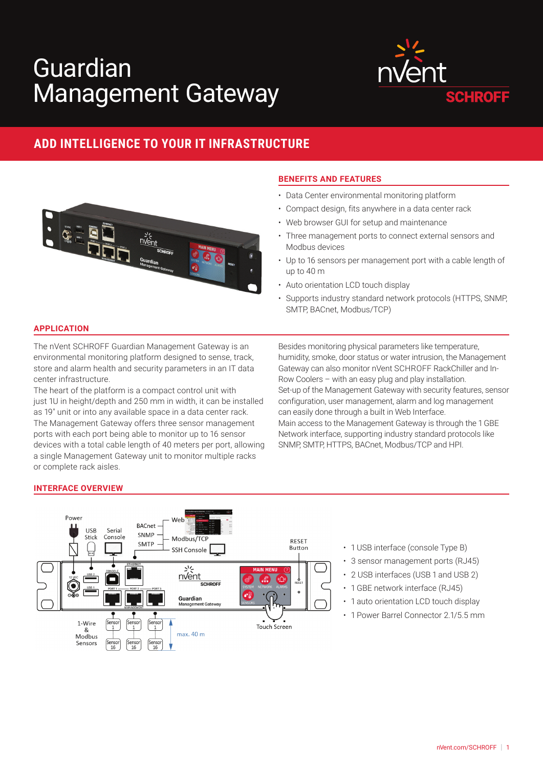# Guardian Management Gateway

## ADD INTELLIGENCE TO YOUR IT INFRASTRUCTURE

### BENEFITS AND FEATURES

- Data Center environmental monitoring platform
- Compact design, fits anywhere in a data center rack
- Web browser GUI for setup and maintenance
- Three management ports to connect external sensors and Modbus devices
- Up to 16 sensors per management port with a cable length of up to 40 m
- Auto orientation LCD touch display
- Supports industry standard network protocols (HTTPS, SNMP, SMTP, BACnet, Modbus/TCP)

### APPLICATION

The nVent SCHROFF Guardian Management Gateway is an environmental monitoring platform designed to sense, track, store and alarm health and security parameters in an IT data center infrastructure.
The heart of the platform is a compact control unit with just 1U in height/depth and 250 mm in width, it can be installed as 19" unit or into any available space in a data center rack.
The Management Gateway offers three sensor management ports with each port being able to monitor up to 16 sensor devices with a total cable length of 40 meters per port, allowing a single Management Gateway unit to monitor multiple racks or complete rack aisles.

Besides monitoring physical parameters like temperature, humidity, smoke, door status or water intrusion, the Management Gateway can also monitor nVent SCHROFF RackChiller and In-Row Coolers – with an easy plug and play installation.
Set-up of the Management Gateway with security features, sensor configuration, user management, alarm and log management can easily done through a built in Web Interface.
Main access to the Management Gateway is through the 1 GBE Network interface, supporting industry standard protocols like SNMP, SMTP, HTTPS, BACnet, Modbus/TCP and HPI.

### INTERFACE OVERVIEW

- 1 USB interface (console Type B)
- 3 sensor management ports (RJ45)
- 2 USB interfaces (USB 1 and USB 2)
- 1 GBE network interface (RJ45)
- 1 auto orientation LCD touch display
- 1 Power Barrel Connector 2.1/5.5 mm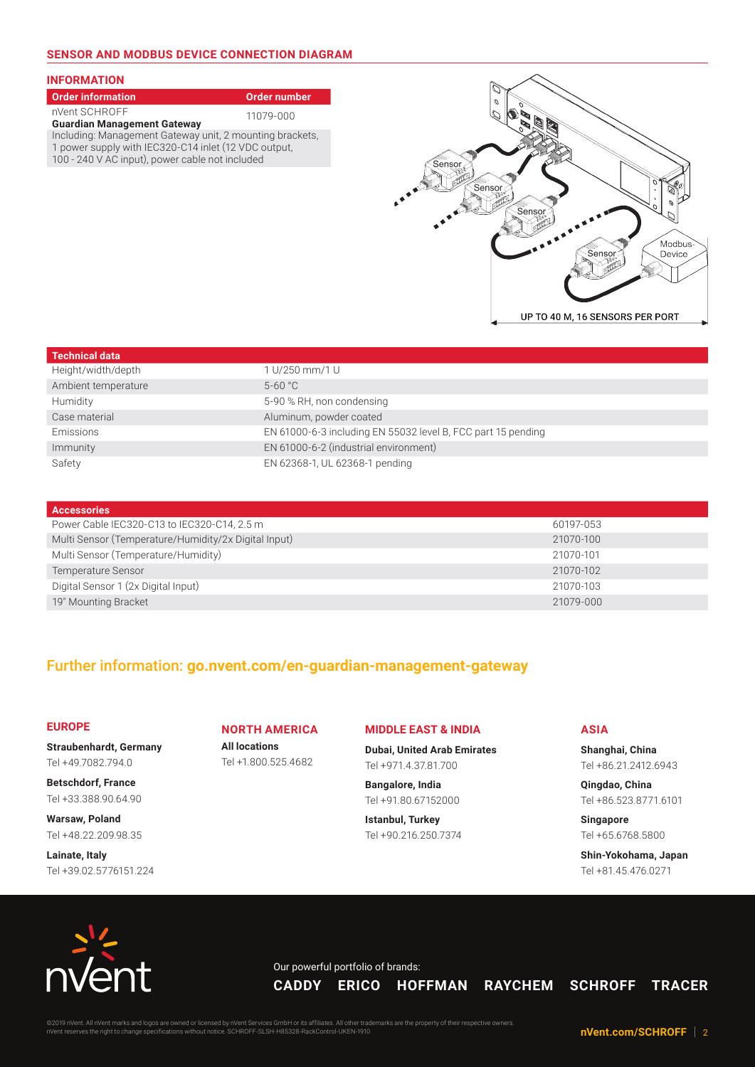## SENSOR AND MODBUS DEVICE CONNECTION DIAGRAM

### INFORMATION

| Order information | Order number |
| --- | --- |
| nVent SCHROFF **Guardian Management Gateway** | 11079-000 |
| Including: Management Gateway unit, 2 mounting brackets, 1 power supply with IEC320-C14 inlet (12 VDC output, 100 - 240 V AC input), power cable not included | |

Sensor
Sensor
Sensor
Sensor
Modbus-Device
UP TO 40 M, 16 SENSORS PER PORT

| Technical data | |
| --- | --- |
| Height/width/depth | 1 U/250 mm/1 U |
| Ambient temperature | 5-60 °C |
| Humidity | 5-90 % RH, non condensing |
| Case material | Aluminum, powder coated |
| Emissions | EN 61000-6-3 including EN 55032 level B, FCC part 15 pending |
| Immunity | EN 61000-6-2 (industrial environment) |
| Safety | EN 62368-1, UL 62368-1 pending |

| Accessories | |
| --- | --- |
| Power Cable IEC320-C13 to IEC320-C14, 2.5 m | 60197-053 |
| Multi Sensor (Temperature/Humidity/2x Digital Input) | 21070-100 |
| Multi Sensor (Temperature/Humidity) | 21070-101 |
| Temperature Sensor | 21070-102 |
| Digital Sensor 1 (2x Digital Input) | 21070-103 |
| 19" Mounting Bracket | 21079-000 |

## Further information: go.nvent.com/en-guardian-management-gateway

### EUROPE

**Straubenhardt, Germany**
Tel +49.7082.794.0

**Betschdorf, France**
Tel +33.388.90.64.90

**Warsaw, Poland**
Tel +48.22.209.98.35

**Lainate, Italy**
Tel +39.02.5776151.224

### NORTH AMERICA

**All locations**
Tel +1.800.525.4682

### MIDDLE EAST & INDIA

**Dubai, United Arab Emirates**
Tel +971.4.37.81.700

**Bangalore, India**
Tel +91.80.67152000

**Istanbul, Turkey**
Tel +90.216.250.7374

### ASIA

**Shanghai, China**
Tel +86.21.2412.6943

**Qingdao, China**
Tel +86.523.8771.6101

**Singapore**
Tel +65.6768.5800

**Shin-Yokohama, Japan**
Tel +81.45.476.0271

nVent

Our powerful portfolio of brands:
**CADDY ERICO HOFFMAN RAYCHEM SCHROFF TRACER**

©2019 nVent. All nVent marks and logos are owned or licensed by nVent Services GmbH or its affiliates. All other trademarks are the property of their respective owners. nVent reserves the right to change specifications without notice. SCHROFF-SLSH-H85328-RackControl-UKEN-1910

**nVent.com/SCHROFF**